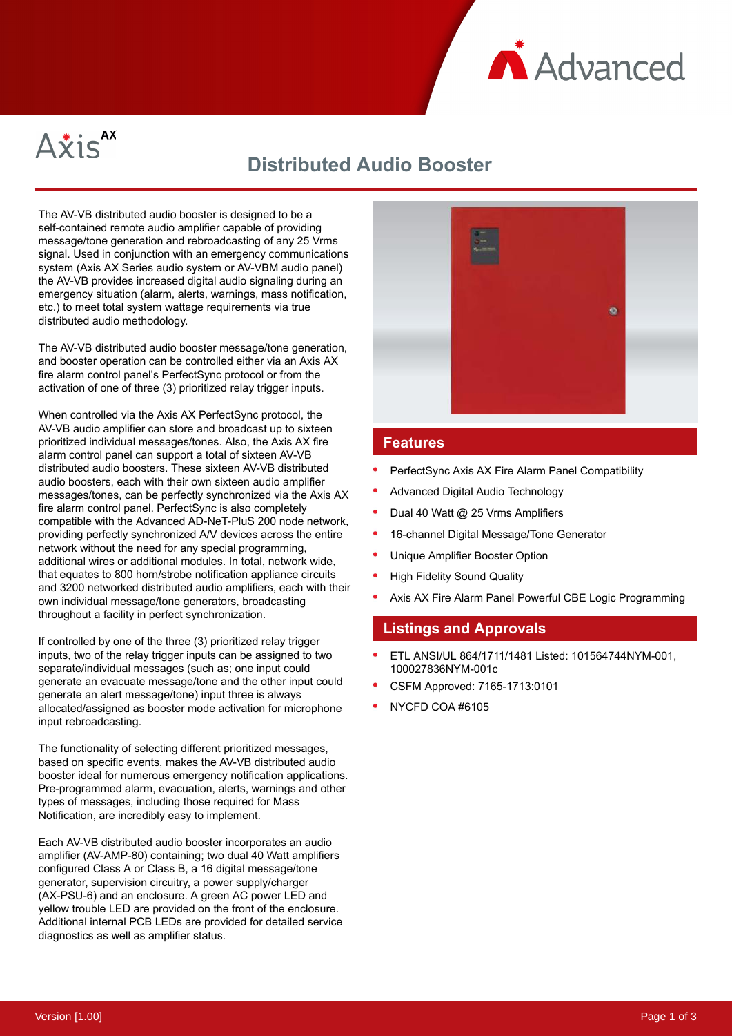Axis AX

# Distributed Audio Booster

The AV-VB distributed audio booster is designed to be a self-contained remote audio amplifier capable of providing message/tone generation and rebroadcasting of any 25 Vrms signal. Used in conjunction with an emergency communications system (Axis AX Series audio system or AV-VBM audio panel) the AV-VB provides increased digital audio signaling during an emergency situation (alarm, alerts, warnings, mass notification, etc.) to meet total system wattage requirements via true distributed audio methodology.

The AV-VB distributed audio booster message/tone generation, and booster operation can be controlled either via an Axis AX fire alarm control panel's PerfectSync protocol or from the activation of one of three (3) prioritized relay trigger inputs.

When controlled via the Axis AX PerfectSync protocol, the AV-VB audio amplifier can store and broadcast up to sixteen prioritized individual messages/tones. Also, the Axis AX fire alarm control panel can support a total of sixteen AV-VB distributed audio boosters. These sixteen AV-VB distributed audio boosters, each with their own sixteen audio amplifier messages/tones, can be perfectly synchronized via the Axis AX fire alarm control panel. PerfectSync is also completely compatible with the Advanced AD-NeT-PluS 200 node network, providing perfectly synchronized A/V devices across the entire network without the need for any special programming, additional wires or additional modules. In total, network wide, that equates to 800 horn/strobe notification appliance circuits and 3200 networked distributed audio amplifiers, each with their own individual message/tone generators, broadcasting throughout a facility in perfect synchronization.

If controlled by one of the three (3) prioritized relay trigger inputs, two of the relay trigger inputs can be assigned to two separate/individual messages (such as; one input could generate an evacuate message/tone and the other input could generate an alert message/tone) input three is always allocated/assigned as booster mode activation for microphone input rebroadcasting.

The functionality of selecting different prioritized messages, based on specific events, makes the AV-VB distributed audio booster ideal for numerous emergency notification applications. Pre-programmed alarm, evacuation, alerts, warnings and other types of messages, including those required for Mass Notification, are incredibly easy to implement.

Each AV-VB distributed audio booster incorporates an audio amplifier (AV-AMP-80) containing; two dual 40 Watt amplifiers configured Class A or Class B, a 16 digital message/tone generator, supervision circuitry, a power supply/charger (AX-PSU-6) and an enclosure. A green AC power LED and yellow trouble LED are provided on the front of the enclosure. Additional internal PCB LEDs are provided for detailed service diagnostics as well as amplifier status.

## Features

- PerfectSync Axis AX Fire Alarm Panel Compatibility
- Advanced Digital Audio Technology
- Dual 40 Watt @ 25 Vrms Amplifiers
- 16-channel Digital Message/Tone Generator
- Unique Amplifier Booster Option
- High Fidelity Sound Quality
- Axis AX Fire Alarm Panel Powerful CBE Logic Programming

## Listings and Approvals

- ETL ANSI/UL 864/1711/1481 Listed: 101564744NYM-001, 100027836NYM-001c
- CSFM Approved: 7165-1713:0101
- NYCFD COA #6105

Version [1.00]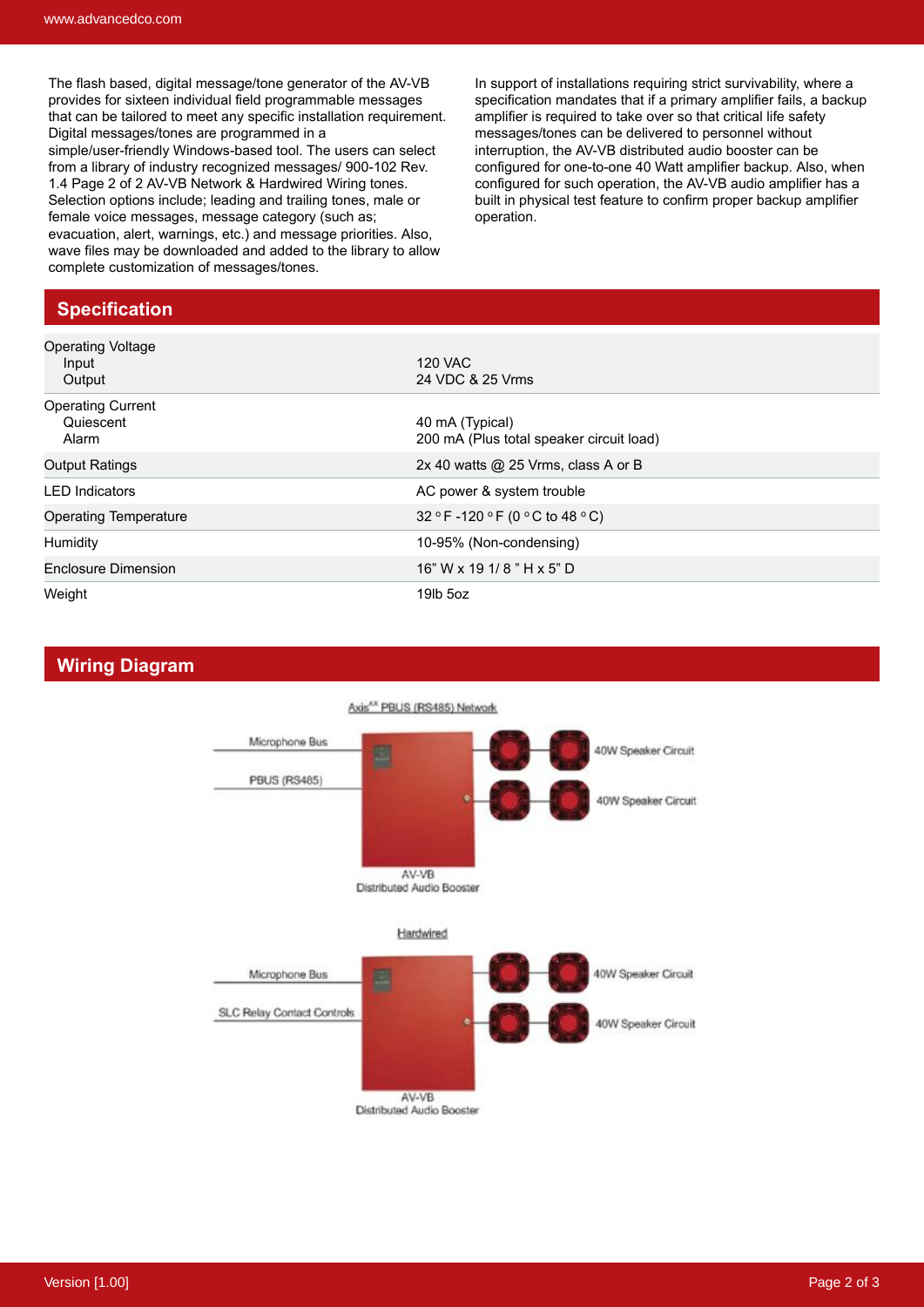The flash based, digital message/tone generator of the AV-VB provides for sixteen individual field programmable messages that can be tailored to meet any specific installation requirement. Digital messages/tones are programmed in a simple/user-friendly Windows-based tool. The users can select from a library of industry recognized messages/ 900-102 Rev. 1.4 Page 2 of 2 AV-VB Network & Hardwired Wiring tones. Selection options include; leading and trailing tones, male or female voice messages, message category (such as; evacuation, alert, warnings, etc.) and message priorities. Also, wave files may be downloaded and added to the library to allow complete customization of messages/tones.

In support of installations requiring strict survivability, where a specification mandates that if a primary amplifier fails, a backup amplifier is required to take over so that critical life safety messages/tones can be delivered to personnel without interruption, the AV-VB distributed audio booster can be configured for one-to-one 40 Watt amplifier backup. Also, when configured for such operation, the AV-VB audio amplifier has a built in physical test feature to confirm proper backup amplifier operation.

## Specification

| | |
|---|---|
| Operating Voltage<br>Input<br>Output | <br>120 VAC<br>24 VDC & 25 Vrms |
| Operating Current<br>Quiescent<br>Alarm | <br>40 mA (Typical)<br>200 mA (Plus total speaker circuit load) |
| Output Ratings | 2x 40 watts @ 25 Vrms, class A or B |
| LED Indicators | AC power & system trouble |
| Operating Temperature | 32 °F -120 °F (0 °C to 48 °C) |
| Humidity | 10-95% (Non-condensing) |
| Enclosure Dimension | 16” W x 19 1/ 8 ” H x 5” D |
| Weight | 19lb 5oz |

## Wiring Diagram

Axis[AX] PBUS (RS485) Network

Microphone Bus

PBUS (RS485)

40W Speaker Circuit

40W Speaker Circuit

AV-VB
Distributed Audio Booster

Hardwired

Microphone Bus

SLC Relay Contact Controls

40W Speaker Circuit

40W Speaker Circuit

AV-VB
Distributed Audio Booster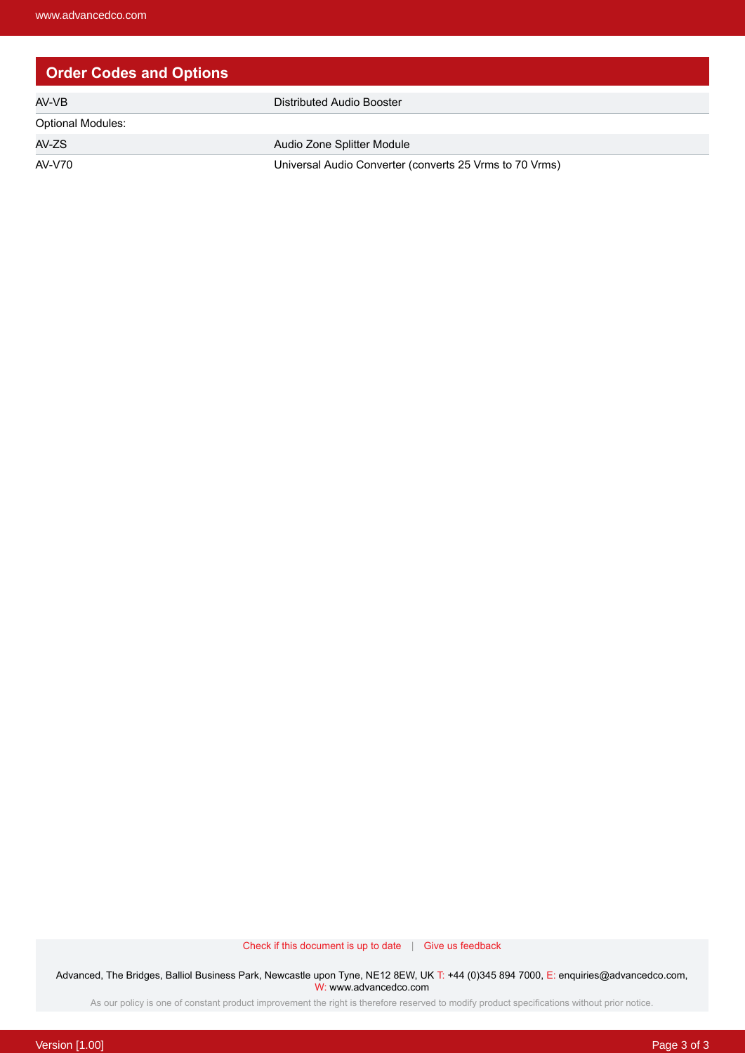## Order Codes and Options

| | |
|---|---|
| AV-VB | Distributed Audio Booster |
| Optional Modules: | |
| AV-ZS | Audio Zone Splitter Module |
| AV-V70 | Universal Audio Converter (converts 25 Vrms to 70 Vrms) |

Check if this document is up to date | Give us feedback

Advanced, The Bridges, Balliol Business Park, Newcastle upon Tyne, NE12 8EW, UK T: +44 (0)345 894 7000, E: enquiries@advancedco.com, W: www.advancedco.com

As our policy is one of constant product improvement the right is therefore reserved to modify product specifications without prior notice.

Version [1.00]